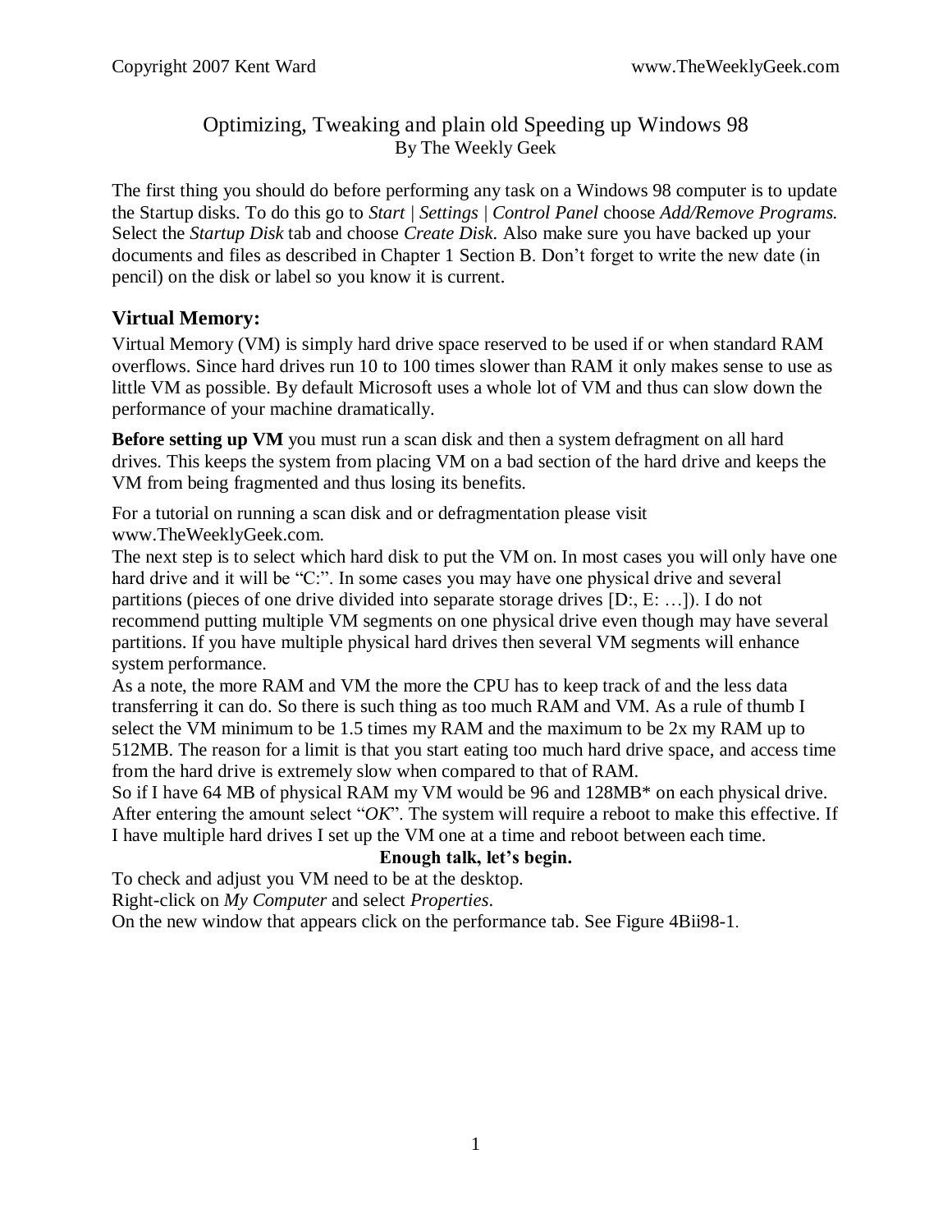# Optimizing, Tweaking and plain old Speeding up Windows 98

By The Weekly Geek

The first thing you should do before performing any task on a Windows 98 computer is to update the Startup disks. To do this go to *Start | Settings | Control Panel* choose *Add/Remove Programs.* Select the *Startup Disk* tab and choose *Create Disk.* Also make sure you have backed up your documents and files as described in Chapter 1 Section B. Don't forget to write the new date (in pencil) on the disk or label so you know it is current.

## Virtual Memory:

Virtual Memory (VM) is simply hard drive space reserved to be used if or when standard RAM overflows. Since hard drives run 10 to 100 times slower than RAM it only makes sense to use as little VM as possible. By default Microsoft uses a whole lot of VM and thus can slow down the performance of your machine dramatically.

**Before setting up VM** you must run a scan disk and then a system defragment on all hard drives. This keeps the system from placing VM on a bad section of the hard drive and keeps the VM from being fragmented and thus losing its benefits.

For a tutorial on running a scan disk and or defragmentation please visit www.TheWeeklyGeek.com.

The next step is to select which hard disk to put the VM on. In most cases you will only have one hard drive and it will be "C:". In some cases you may have one physical drive and several partitions (pieces of one drive divided into separate storage drives [D:, E: …]). I do not recommend putting multiple VM segments on one physical drive even though may have several partitions. If you have multiple physical hard drives then several VM segments will enhance system performance.

As a note, the more RAM and VM the more the CPU has to keep track of and the less data transferring it can do. So there is such thing as too much RAM and VM. As a rule of thumb I select the VM minimum to be 1.5 times my RAM and the maximum to be 2x my RAM up to 512MB. The reason for a limit is that you start eating too much hard drive space, and access time from the hard drive is extremely slow when compared to that of RAM.

So if I have 64 MB of physical RAM my VM would be 96 and 128MB* on each physical drive. After entering the amount select "*OK*". The system will require a reboot to make this effective. If I have multiple hard drives I set up the VM one at a time and reboot between each time.

**Enough talk, let's begin.**

To check and adjust you VM need to be at the desktop.

Right-click on *My Computer* and select *Properties*.

On the new window that appears click on the performance tab. See Figure 4Bii98-1.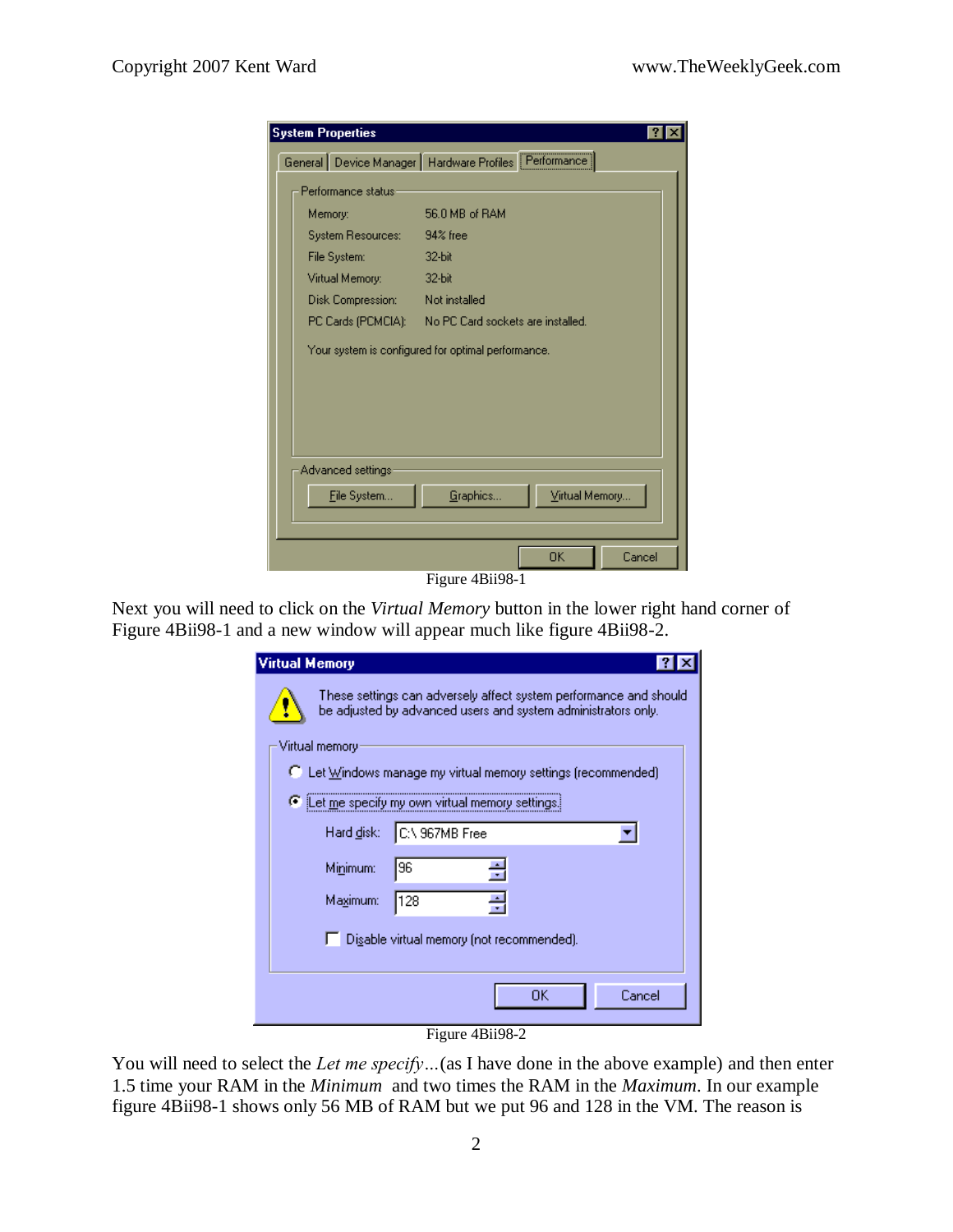Figure 4Bii98-1

Next you will need to click on the *Virtual Memory* button in the lower right hand corner of Figure 4Bii98-1 and a new window will appear much like figure 4Bii98-2.

Figure 4Bii98-2

You will need to select the *Let me specify…*(as I have done in the above example) and then enter 1.5 time your RAM in the *Minimum* and two times the RAM in the *Maximum*. In our example figure 4Bii98-1 shows only 56 MB of RAM but we put 96 and 128 in the VM. The reason is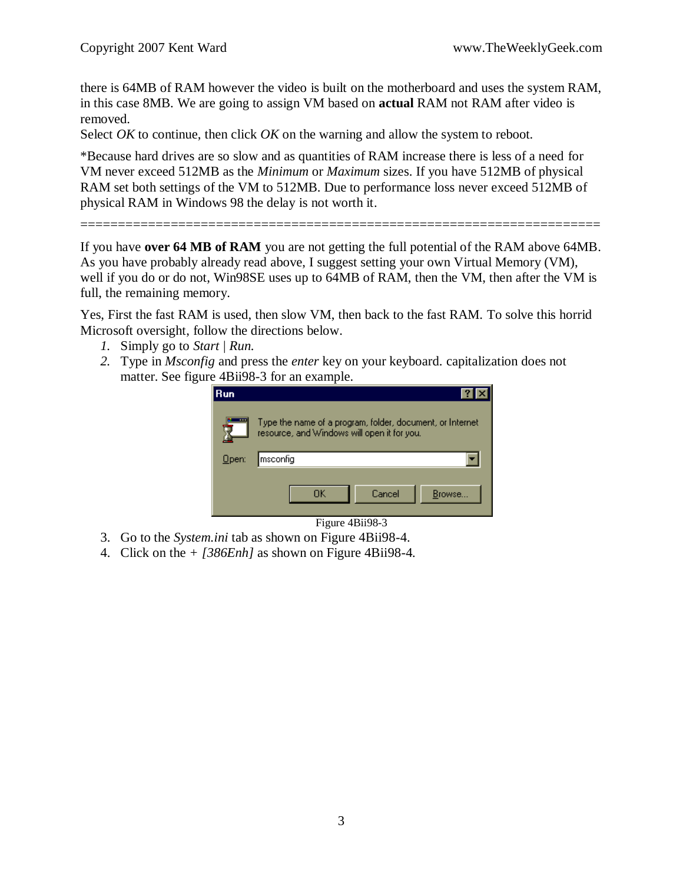there is 64MB of RAM however the video is built on the motherboard and uses the system RAM, in this case 8MB. We are going to assign VM based on **actual** RAM not RAM after video is removed.
Select *OK* to continue, then click *OK* on the warning and allow the system to reboot.

*Because hard drives are so slow and as quantities of RAM increase there is less of a need for VM never exceed 512MB as the *Minimum* or *Maximum* sizes. If you have 512MB of physical RAM set both settings of the VM to 512MB. Due to performance loss never exceed 512MB of physical RAM in Windows 98 the delay is not worth it.

======================================================================

If you have **over 64 MB of RAM** you are not getting the full potential of the RAM above 64MB. As you have probably already read above, I suggest setting your own Virtual Memory (VM), well if you do or do not, Win98SE uses up to 64MB of RAM, then the VM, then after the VM is full, the remaining memory.

Yes, First the fast RAM is used, then slow VM, then back to the fast RAM. To solve this horrid Microsoft oversight, follow the directions below.

1. Simply go to *Start* | *Run.*
2. Type in *Msconfig* and press the *enter* key on your keyboard. capitalization does not matter. See figure 4Bii98-3 for an example.

Figure 4Bii98-3

3. Go to the *System.ini* tab as shown on Figure 4Bii98-4.
4. Click on the + *[386Enh]* as shown on Figure 4Bii98-4.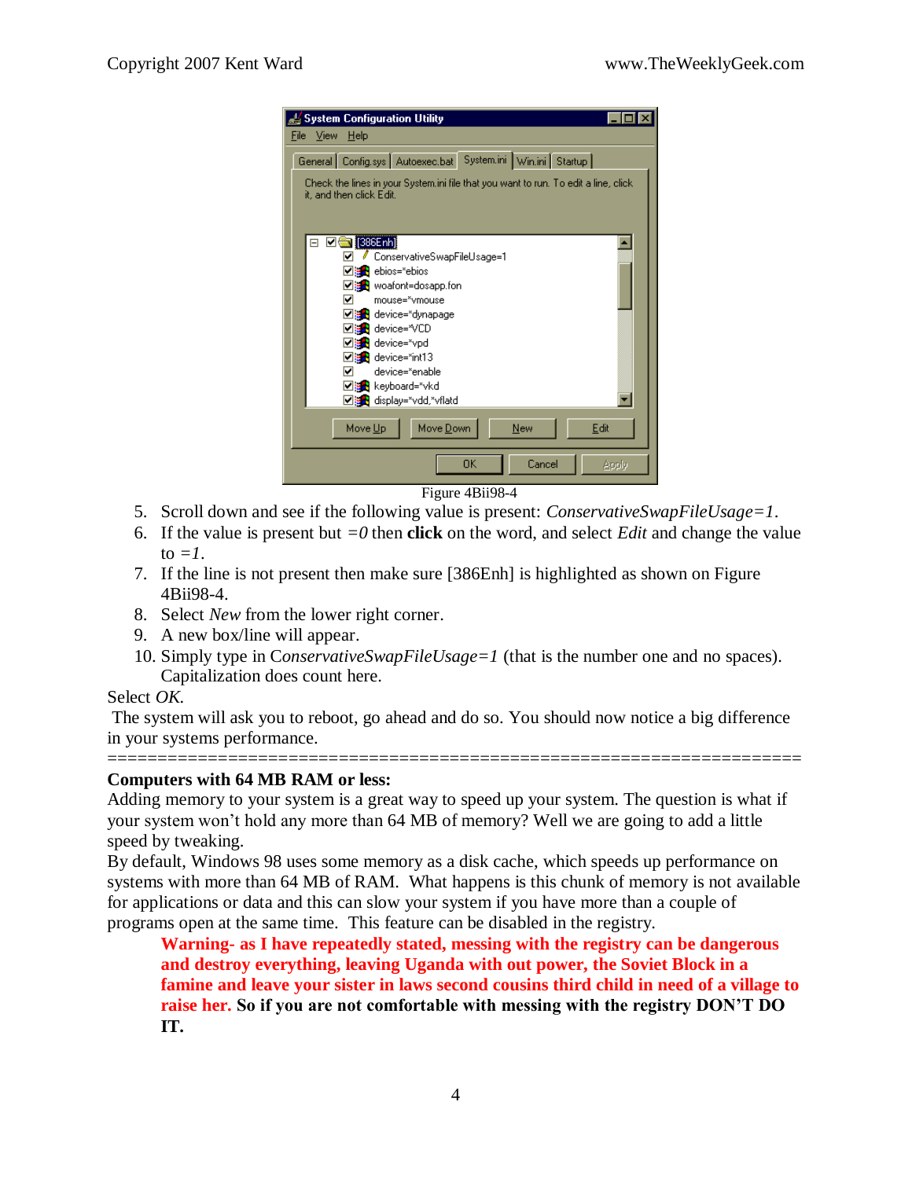Figure 4Bii98-4

5. Scroll down and see if the following value is present: *ConservativeSwapFileUsage=1*.
6. If the value is present but *=0* then **click** on the word, and select *Edit* and change the value to *=1*.
7. If the line is not present then make sure [386Enh] is highlighted as shown on Figure 4Bii98-4.
8. Select *New* from the lower right corner.
9. A new box/line will appear.
10. Simply type in C*onservativeSwapFileUsage=1* (that is the number one and no spaces). Capitalization does count here.

Select *OK.*

The system will ask you to reboot, go ahead and do so. You should now notice a big difference in your systems performance.

======================================================================

**Computers with 64 MB RAM or less:**

Adding memory to your system is a great way to speed up your system. The question is what if your system won't hold any more than 64 MB of memory? Well we are going to add a little speed by tweaking.

By default, Windows 98 uses some memory as a disk cache, which speeds up performance on systems with more than 64 MB of RAM. What happens is this chunk of memory is not available for applications or data and this can slow your system if you have more than a couple of programs open at the same time. This feature can be disabled in the registry.

> **Warning- as I have repeatedly stated, messing with the registry can be dangerous and destroy everything, leaving Uganda with out power, the Soviet Block in a famine and leave your sister in laws second cousins third child in need of a village to raise her. So if you are not comfortable with messing with the registry DON'T DO IT.**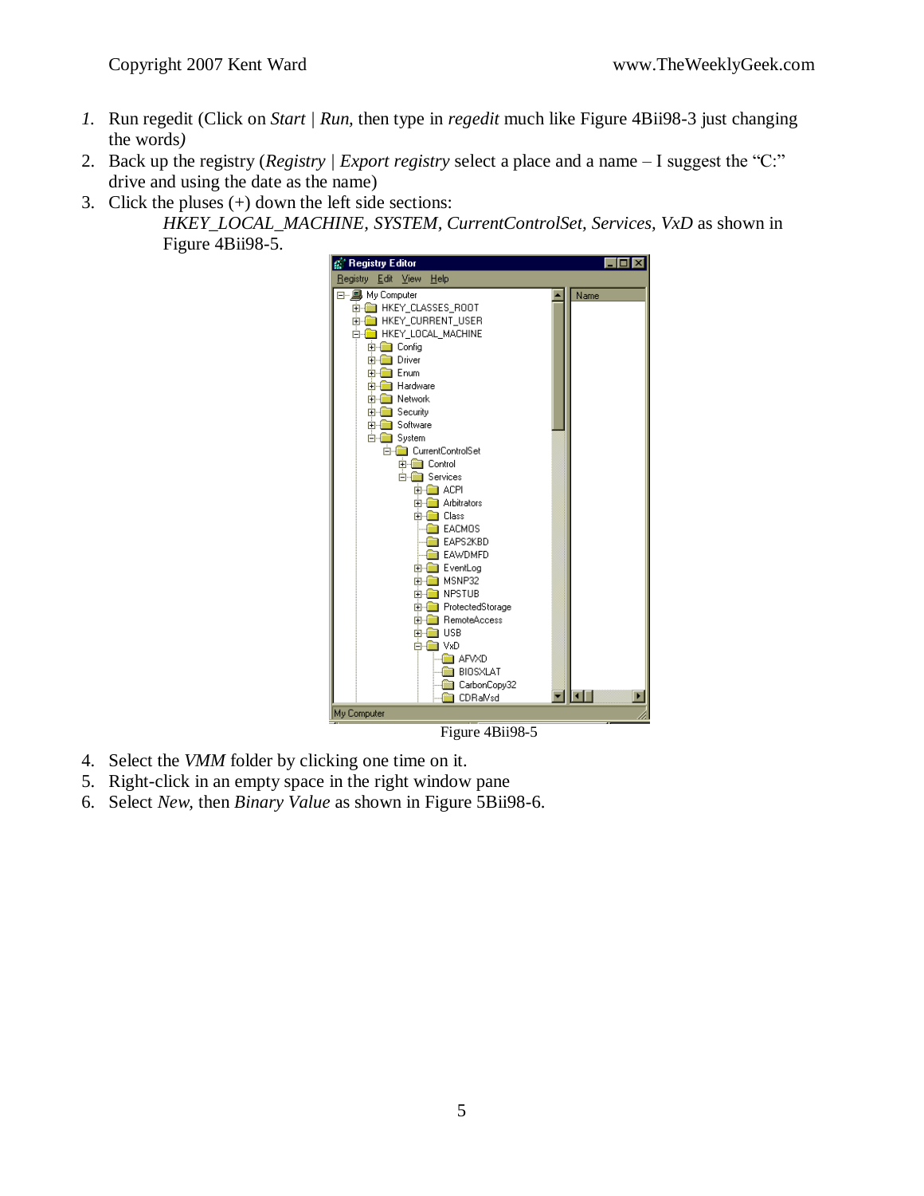1. Run regedit (Click on *Start* | *Run,* then type in *regedit* much like Figure 4Bii98-3 just changing the words*)*
2. Back up the registry (*Registry* | *Export registry* select a place and a name – I suggest the "C:" drive and using the date as the name)
3. Click the pluses (+) down the left side sections:
   *HKEY_LOCAL_MACHINE, SYSTEM, CurrentControlSet, Services, VxD* as shown in Figure 4Bii98-5.

Figure 4Bii98-5

4. Select the *VMM* folder by clicking one time on it.
5. Right-click in an empty space in the right window pane
6. Select *New,* then *Binary Value* as shown in Figure 5Bii98-6.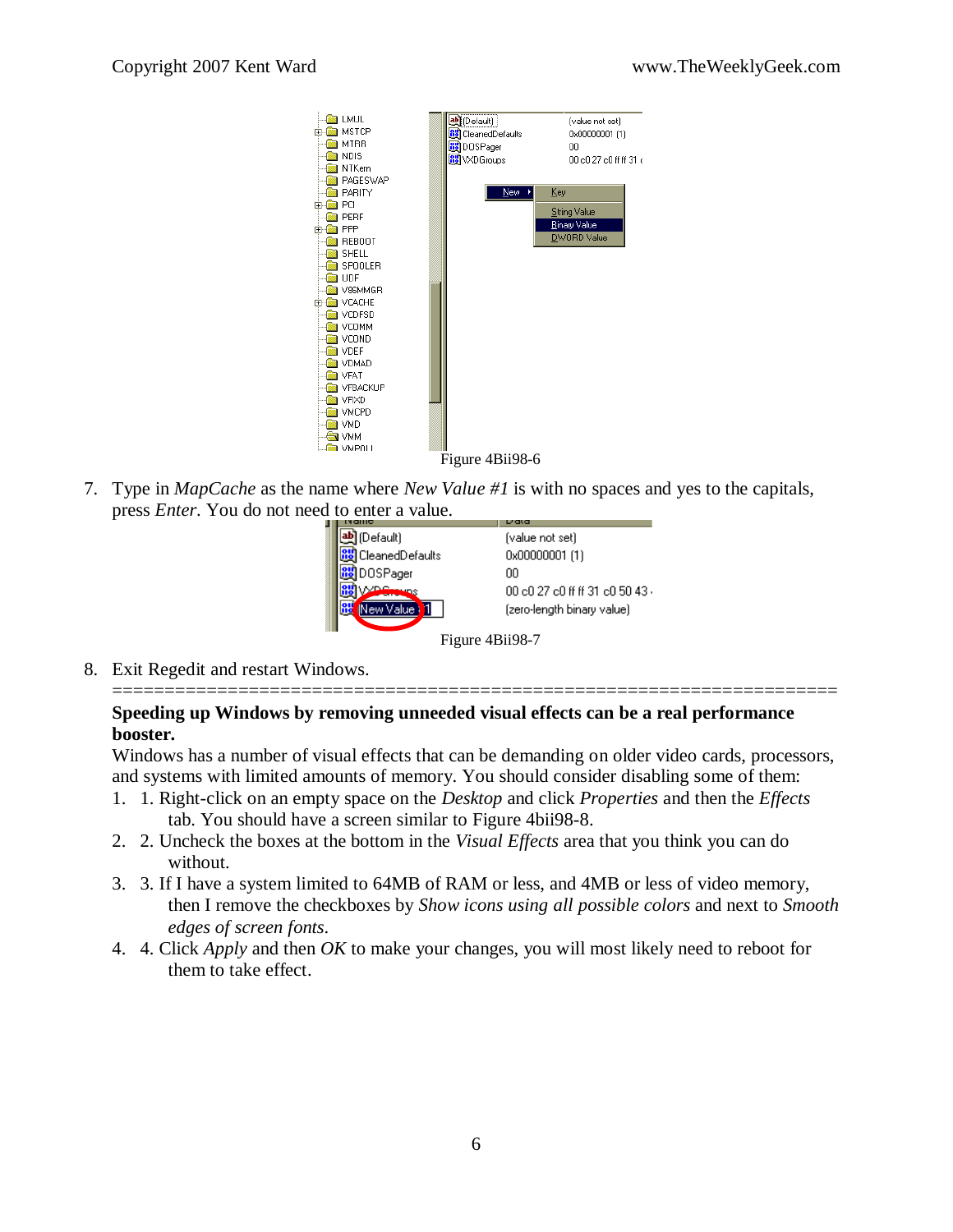Figure 4Bii98-6

7. Type in *MapCache* as the name where *New Value #1* is with no spaces and yes to the capitals, press *Enter.* You do not need to enter a value.

Figure 4Bii98-7

8. Exit Regedit and restart Windows.

====================================================================

**Speeding up Windows by removing unneeded visual effects can be a real performance booster.**

Windows has a number of visual effects that can be demanding on older video cards, processors, and systems with limited amounts of memory. You should consider disabling some of them:

1. 1. Right-click on an empty space on the *Desktop* and click *Properties* and then the *Effects* tab. You should have a screen similar to Figure 4bii98-8.
2. 2. Uncheck the boxes at the bottom in the *Visual Effects* area that you think you can do without.
3. 3. If I have a system limited to 64MB of RAM or less, and 4MB or less of video memory, then I remove the checkboxes by *Show icons using all possible colors* and next to *Smooth edges of screen fonts*.
4. 4. Click *Apply* and then *OK* to make your changes, you will most likely need to reboot for them to take effect.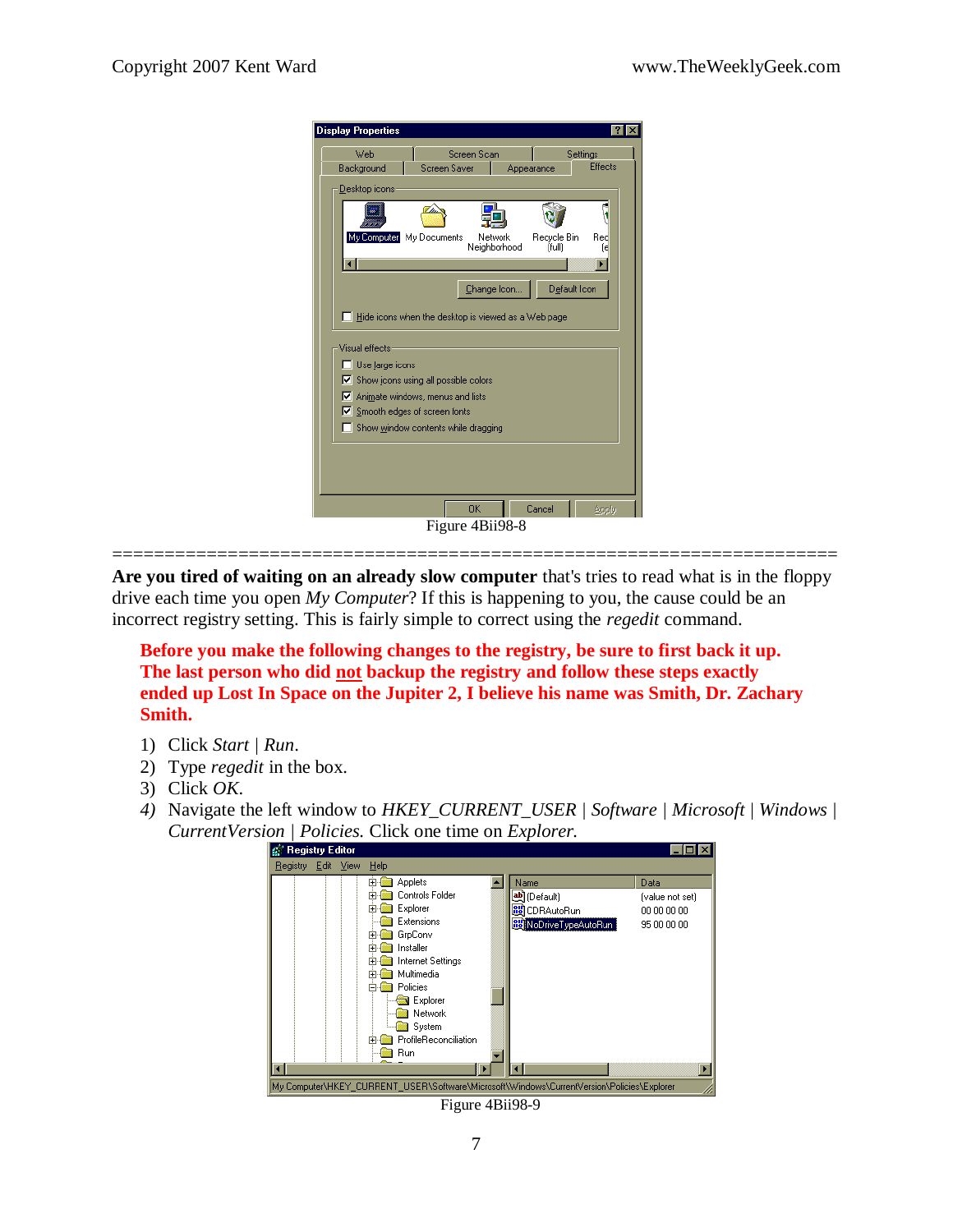Figure 4Bii98-8

======================================================================

**Are you tired of waiting on an already slow computer** that's tries to read what is in the floppy drive each time you open *My Computer*? If this is happening to you, the cause could be an incorrect registry setting. This is fairly simple to correct using the *regedit* command.

> **Before you make the following changes to the registry, be sure to first back it up. The last person who did not backup the registry and follow these steps exactly ended up Lost In Space on the Jupiter 2, I believe his name was Smith, Dr. Zachary Smith.**

1) Click *Start* | *Run*.
2) Type *regedit* in the box.
3) Click *OK*.
4) Navigate the left window to *HKEY_CURRENT_USER* | *Software* | *Microsoft* | *Windows* | *CurrentVersion* | *Policies*. Click one time on *Explorer*.

Figure 4Bii98-9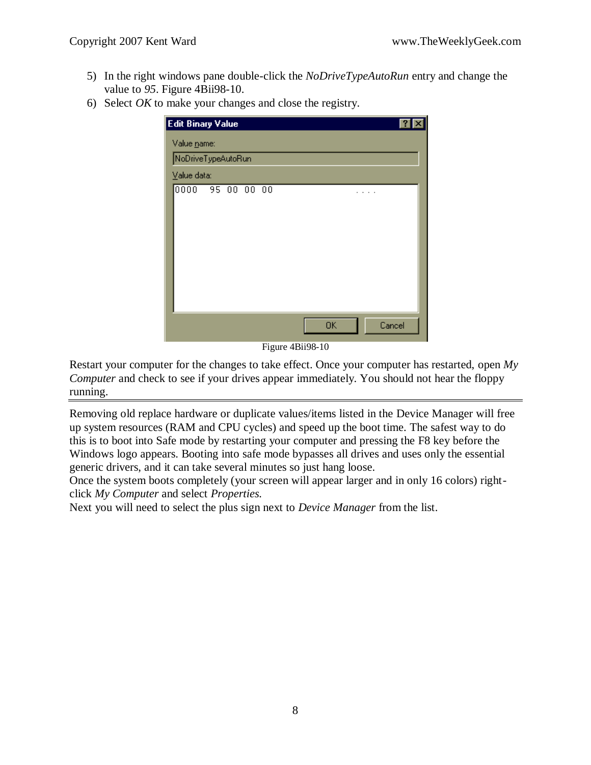5) In the right windows pane double-click the *NoDriveTypeAutoRun* entry and change the value to *95*. Figure 4Bii98-10.
6) Select *OK* to make your changes and close the registry.

Figure 4Bii98-10

Restart your computer for the changes to take effect. Once your computer has restarted, open *My Computer* and check to see if your drives appear immediately. You should not hear the floppy running.

---

Removing old replace hardware or duplicate values/items listed in the Device Manager will free up system resources (RAM and CPU cycles) and speed up the boot time. The safest way to do this is to boot into Safe mode by restarting your computer and pressing the F8 key before the Windows logo appears. Booting into safe mode bypasses all drives and uses only the essential generic drivers, and it can take several minutes so just hang loose.
Once the system boots completely (your screen will appear larger and in only 16 colors) right-click *My Computer* and select *Properties.*
Next you will need to select the plus sign next to *Device Manager* from the list.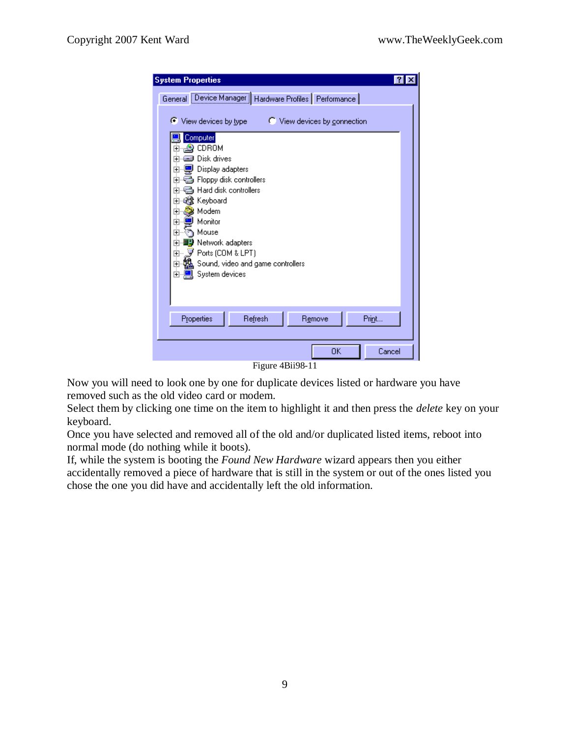Figure 4Bii98-11

Now you will need to look one by one for duplicate devices listed or hardware you have removed such as the old video card or modem.
Select them by clicking one time on the item to highlight it and then press the *delete* key on your keyboard.
Once you have selected and removed all of the old and/or duplicated listed items, reboot into normal mode (do nothing while it boots).
If, while the system is booting the *Found New Hardware* wizard appears then you either accidentally removed a piece of hardware that is still in the system or out of the ones listed you chose the one you did have and accidentally left the old information.